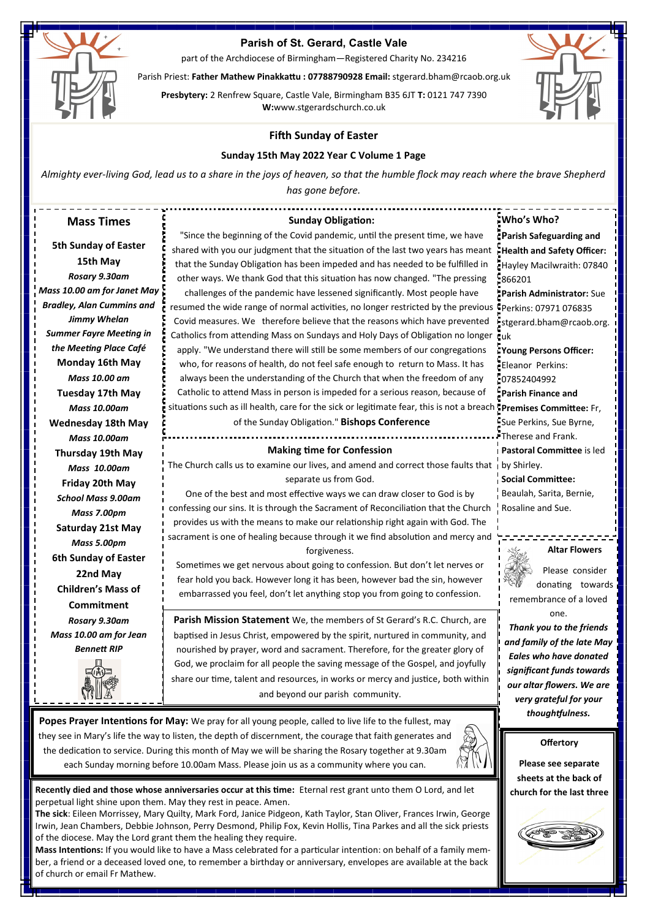# Parish of St. Gerard, Castle Vale

part of the Archdiocese of Birmingham—Registered Charity No. 234216

Parish Priest: **Father Mathew Pinakkattu : 07788790928 Email:** stgerard.bham@rcaob.org.uk

**Presbytery:** 2 Renfrew Square, Castle Vale, Birmingham B35 6JT **T:** 0121 747 7390
**W:**www.stgerardschurch.co.uk

## Fifth Sunday of Easter

**Sunday 15th May 2022 Year C Volume 1 Page**

*Almighty ever-living God, lead us to a share in the joys of heaven, so that the humble flock may reach where the brave Shepherd has gone before.*

## Mass Times

**5th Sunday of Easter**
**15th May**
***Rosary 9.30am***
***Mass 10.00 am for Janet May Bradley, Alan Cummins and Jimmy Whelan***
***Summer Fayre Meeting in the Meeting Place Café***

**Monday 16th May**
***Mass 10.00 am***

**Tuesday 17th May**
***Mass 10.00am***

**Wednesday 18th May**
***Mass 10.00am***

**Thursday 19th May**
***Mass 10.00am***

**Friday 20th May**
***School Mass 9.00am***
***Mass 7.00pm***

**Saturday 21st May**
***Mass 5.00pm***

**6th Sunday of Easter**
**22nd May**
**Children's Mass of Commitment**
***Rosary 9.30am***
***Mass 10.00 am for Jean Bennett RIP***

## Sunday Obligation:

"Since the beginning of the Covid pandemic, until the present time, we have shared with you our judgment that the situation of the last two years has meant that the Sunday Obligation has been impeded and has needed to be fulfilled in other ways. We thank God that this situation has now changed. "The pressing challenges of the pandemic have lessened significantly. Most people have resumed the wide range of normal activities, no longer restricted by the previous Covid measures. We therefore believe that the reasons which have prevented Catholics from attending Mass on Sundays and Holy Days of Obligation no longer apply. "We understand there will still be some members of our congregations who, for reasons of health, do not feel safe enough to return to Mass. It has always been the understanding of the Church that when the freedom of any Catholic to attend Mass in person is impeded for a serious reason, because of situations such as ill health, care for the sick or legitimate fear, this is not a breach of the Sunday Obligation." **Bishops Conference**

## Making time for Confession

The Church calls us to examine our lives, and amend and correct those faults that separate us from God.

One of the best and most effective ways we can draw closer to God is by confessing our sins. It is through the Sacrament of Reconciliation that the Church provides us with the means to make our relationship right again with God. The sacrament is one of healing because through it we find absolution and mercy and forgiveness.

Sometimes we get nervous about going to confession. But don't let nerves or fear hold you back. However long it has been, however bad the sin, however embarrassed you feel, don't let anything stop you from going to confession.

**Parish Mission Statement** We, the members of St Gerard's R.C. Church, are baptised in Jesus Christ, empowered by the spirit, nurtured in community, and nourished by prayer, word and sacrament. Therefore, for the greater glory of God, we proclaim for all people the saving message of the Gospel, and joyfully share our time, talent and resources, in works or mercy and justice, both within and beyond our parish community.

## Who's Who?

**Parish Safeguarding and Health and Safety Officer:** Hayley Macilwraith: 07840 866201

**Parish Administrator:** Sue Perkins: 07971 076835 stgerard.bham@rcaob.org.uk

**Young Persons Officer:** Eleanor Perkins: 07852404992

**Parish Finance and Premises Committee:** Fr, Sue Perkins, Sue Byrne, Therese and Frank.

**Pastoral Committee** is led by Shirley.

**Social Committee:** Beaulah, Sarita, Bernie, Rosaline and Sue.

## Altar Flowers

Please consider donating towards remembrance of a loved one.

***Thank you to the friends and family of the late May Eales who have donated significant funds towards our altar flowers. We are very grateful for your thoughtfulness.***

## Offertory

**Please see separate sheets at the back of church for the last three**

**Popes Prayer Intentions for May:** We pray for all young people, called to live life to the fullest, may they see in Mary's life the way to listen, the depth of discernment, the courage that faith generates and the dedication to service. During this month of May we will be sharing the Rosary together at 9.30am each Sunday morning before 10.00am Mass. Please join us as a community where you can.

**Recently died and those whose anniversaries occur at this time:** Eternal rest grant unto them O Lord, and let perpetual light shine upon them. May they rest in peace. Amen.

**The sick**: Eileen Morrissey, Mary Quilty, Mark Ford, Janice Pidgeon, Kath Taylor, Stan Oliver, Frances Irwin, George Irwin, Jean Chambers, Debbie Johnson, Perry Desmond, Philip Fox, Kevin Hollis, Tina Parkes and all the sick priests of the diocese. May the Lord grant them the healing they require.

**Mass Intentions:** If you would like to have a Mass celebrated for a particular intention: on behalf of a family member, a friend or a deceased loved one, to remember a birthday or anniversary, envelopes are available at the back of church or email Fr Mathew.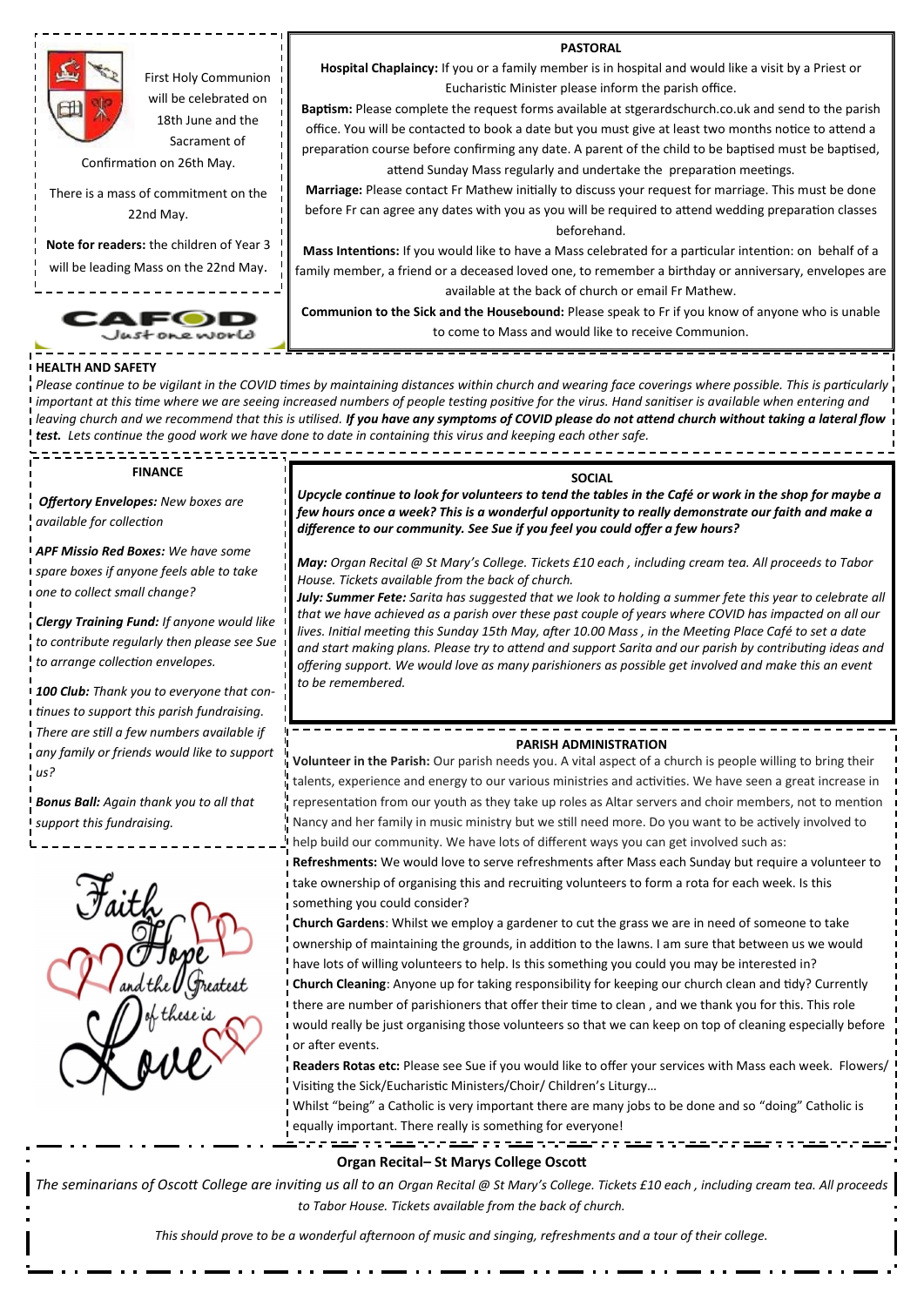First Holy Communion will be celebrated on 18th June and the Sacrament of Confirmation on 26th May.

There is a mass of commitment on the 22nd May.

**Note for readers:** the children of Year 3 will be leading Mass on the 22nd May.

CAFOD
Just one world

## PASTORAL

**Hospital Chaplaincy:** If you or a family member is in hospital and would like a visit by a Priest or Eucharistic Minister please inform the parish office.

**Baptism:** Please complete the request forms available at stgerardschurch.co.uk and send to the parish office. You will be contacted to book a date but you must give at least two months notice to attend a preparation course before confirming any date. A parent of the child to be baptised must be baptised, attend Sunday Mass regularly and undertake the preparation meetings.

**Marriage:** Please contact Fr Mathew initially to discuss your request for marriage. This must be done before Fr can agree any dates with you as you will be required to attend wedding preparation classes beforehand.

**Mass Intentions:** If you would like to have a Mass celebrated for a particular intention: on behalf of a family member, a friend or a deceased loved one, to remember a birthday or anniversary, envelopes are available at the back of church or email Fr Mathew.

**Communion to the Sick and the Housebound:** Please speak to Fr if you know of anyone who is unable to come to Mass and would like to receive Communion.

## HEALTH AND SAFETY

*Please continue to be vigilant in the COVID times by maintaining distances within church and wearing face coverings where possible. This is particularly important at this time where we are seeing increased numbers of people testing positive for the virus. Hand sanitiser is available when entering and leaving church and we recommend that this is utilised.* ***If you have any symptoms of COVID please do not attend church without taking a lateral flow test.*** *Lets continue the good work we have done to date in containing this virus and keeping each other safe.*

## FINANCE

***Offertory Envelopes:*** *New boxes are available for collection*

***APF Missio Red Boxes:*** *We have some spare boxes if anyone feels able to take one to collect small change?*

***Clergy Training Fund:*** *If anyone would like to contribute regularly then please see Sue to arrange collection envelopes.*

***100 Club:*** *Thank you to everyone that continues to support this parish fundraising. There are still a few numbers available if any family or friends would like to support us?*

***Bonus Ball:*** *Again thank you to all that support this fundraising.*

Faith Hope and the Greatest of these is Love

## SOCIAL

***Upcycle continue to look for volunteers to tend the tables in the Café or work in the shop for maybe a few hours once a week? This is a wonderful opportunity to really demonstrate our faith and make a difference to our community. See Sue if you feel you could offer a few hours?***

***May:*** *Organ Recital @ St Mary's College. Tickets £10 each , including cream tea. All proceeds to Tabor House. Tickets available from the back of church.*

***July: Summer Fete:*** *Sarita has suggested that we look to holding a summer fete this year to celebrate all that we have achieved as a parish over these past couple of years where COVID has impacted on all our lives. Initial meeting this Sunday 15th May, after 10.00 Mass , in the Meeting Place Café to set a date and start making plans. Please try to attend and support Sarita and our parish by contributing ideas and offering support. We would love as many parishioners as possible get involved and make this an event to be remembered.*

## PARISH ADMINISTRATION

**Volunteer in the Parish:** Our parish needs you. A vital aspect of a church is people willing to bring their talents, experience and energy to our various ministries and activities. We have seen a great increase in representation from our youth as they take up roles as Altar servers and choir members, not to mention Nancy and her family in music ministry but we still need more. Do you want to be actively involved to help build our community. We have lots of different ways you can get involved such as:

**Refreshments:** We would love to serve refreshments after Mass each Sunday but require a volunteer to take ownership of organising this and recruiting volunteers to form a rota for each week. Is this something you could consider?

**Church Gardens**: Whilst we employ a gardener to cut the grass we are in need of someone to take ownership of maintaining the grounds, in addition to the lawns. I am sure that between us we would have lots of willing volunteers to help. Is this something you could you may be interested in?

**Church Cleaning**: Anyone up for taking responsibility for keeping our church clean and tidy? Currently there are number of parishioners that offer their time to clean , and we thank you for this. This role would really be just organising those volunteers so that we can keep on top of cleaning especially before or after events.

**Readers Rotas etc:** Please see Sue if you would like to offer your services with Mass each week. Flowers/ Visiting the Sick/Eucharistic Ministers/Choir/ Children's Liturgy…

Whilst "being" a Catholic is very important there are many jobs to be done and so "doing" Catholic is equally important. There really is something for everyone!

## Organ Recital– St Marys College Oscott

*The seminarians of Oscott College are inviting us all to an Organ Recital @ St Mary's College. Tickets £10 each , including cream tea. All proceeds to Tabor House. Tickets available from the back of church.*

*This should prove to be a wonderful afternoon of music and singing, refreshments and a tour of their college.*